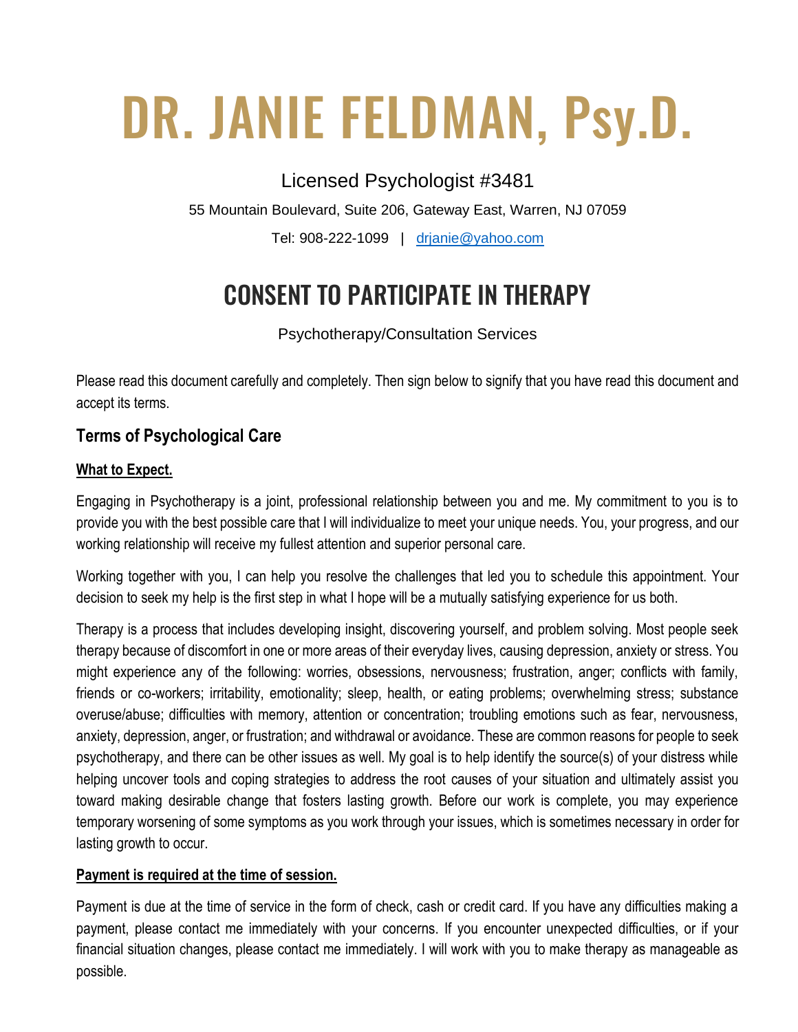# DR. JANIE FELDMAN, Psy.D.

Licensed Psychologist #3481

55 Mountain Boulevard, Suite 206, Gateway East, Warren, NJ 07059

Tel: 908-222-1099 | drjanie@yahoo.com

## CONSENT TO PARTICIPATE IN THERAPY

Psychotherapy/Consultation Services

Please read this document carefully and completely. Then sign below to signify that you have read this document and accept its terms.

### Terms of Psychological Care

**What to Expect.**

Engaging in Psychotherapy is a joint, professional relationship between you and me. My commitment to you is to provide you with the best possible care that I will individualize to meet your unique needs. You, your progress, and our working relationship will receive my fullest attention and superior personal care.

Working together with you, I can help you resolve the challenges that led you to schedule this appointment. Your decision to seek my help is the first step in what I hope will be a mutually satisfying experience for us both.

Therapy is a process that includes developing insight, discovering yourself, and problem solving. Most people seek therapy because of discomfort in one or more areas of their everyday lives, causing depression, anxiety or stress. You might experience any of the following: worries, obsessions, nervousness; frustration, anger; conflicts with family, friends or co-workers; irritability, emotionality; sleep, health, or eating problems; overwhelming stress; substance overuse/abuse; difficulties with memory, attention or concentration; troubling emotions such as fear, nervousness, anxiety, depression, anger, or frustration; and withdrawal or avoidance. These are common reasons for people to seek psychotherapy, and there can be other issues as well. My goal is to help identify the source(s) of your distress while helping uncover tools and coping strategies to address the root causes of your situation and ultimately assist you toward making desirable change that fosters lasting growth. Before our work is complete, you may experience temporary worsening of some symptoms as you work through your issues, which is sometimes necessary in order for lasting growth to occur.

**Payment is required at the time of session.**

Payment is due at the time of service in the form of check, cash or credit card. If you have any difficulties making a payment, please contact me immediately with your concerns. If you encounter unexpected difficulties, or if your financial situation changes, please contact me immediately. I will work with you to make therapy as manageable as possible.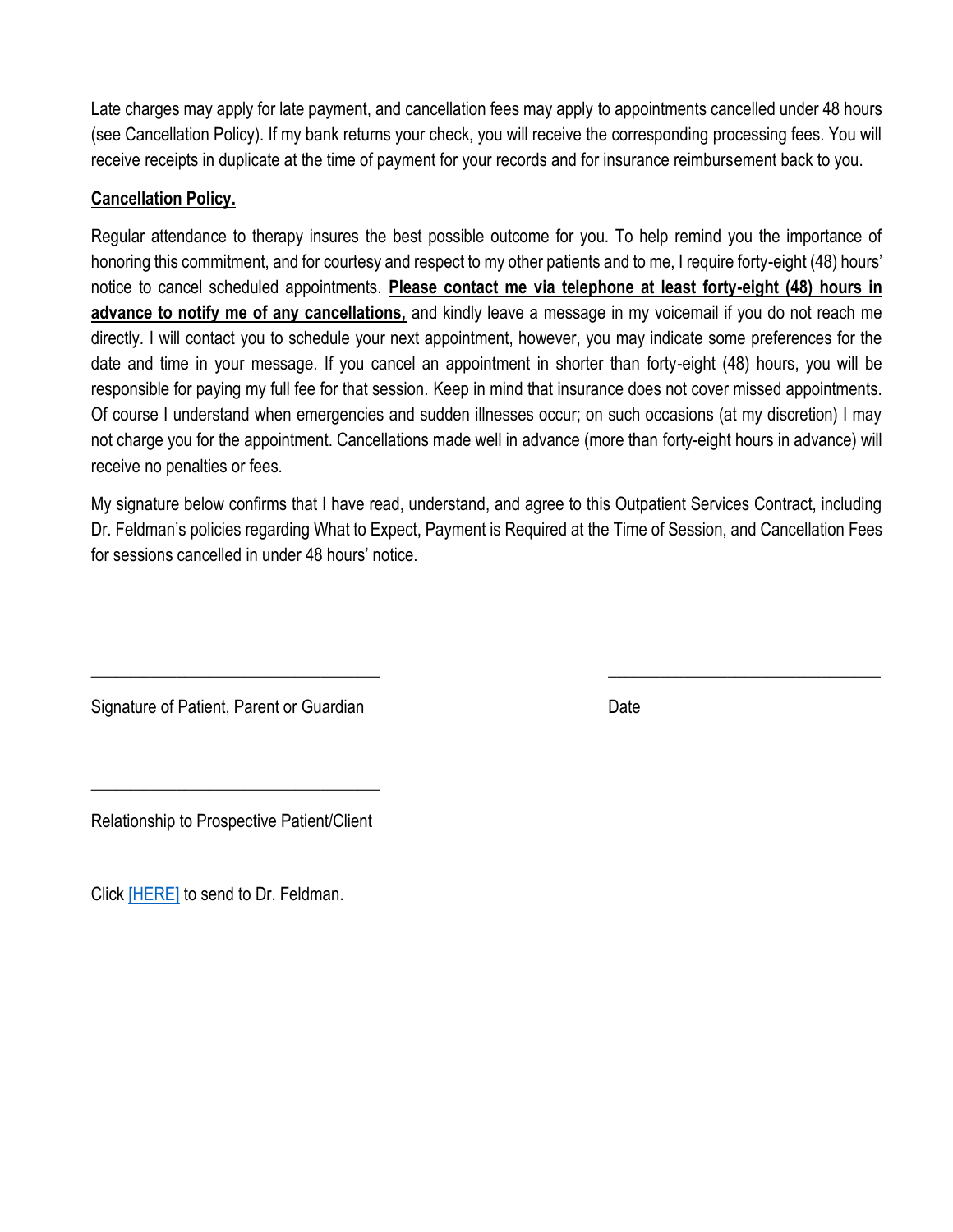Late charges may apply for late payment, and cancellation fees may apply to appointments cancelled under 48 hours (see Cancellation Policy). If my bank returns your check, you will receive the corresponding processing fees. You will receive receipts in duplicate at the time of payment for your records and for insurance reimbursement back to you.

**Cancellation Policy.**

Regular attendance to therapy insures the best possible outcome for you. To help remind you the importance of honoring this commitment, and for courtesy and respect to my other patients and to me, I require forty-eight (48) hours' notice to cancel scheduled appointments. **Please contact me via telephone at least forty-eight (48) hours in advance to notify me of any cancellations,** and kindly leave a message in my voicemail if you do not reach me directly. I will contact you to schedule your next appointment, however, you may indicate some preferences for the date and time in your message. If you cancel an appointment in shorter than forty-eight (48) hours, you will be responsible for paying my full fee for that session. Keep in mind that insurance does not cover missed appointments. Of course I understand when emergencies and sudden illnesses occur; on such occasions (at my discretion) I may not charge you for the appointment. Cancellations made well in advance (more than forty-eight hours in advance) will receive no penalties or fees.

My signature below confirms that I have read, understand, and agree to this Outpatient Services Contract, including Dr. Feldman's policies regarding What to Expect, Payment is Required at the Time of Session, and Cancellation Fees for sessions cancelled in under 48 hours' notice.

\_\_\_\_\_\_\_\_\_\_\_\_\_\_\_\_\_\_\_\_\_\_\_\_\_\_\_\_\_\_\_\_ \_\_\_\_\_\_\_\_\_\_\_\_\_\_\_\_\_\_\_\_\_\_\_\_\_\_\_\_\_\_\_\_

Signature of Patient, Parent or Guardian Date

\_\_\_\_\_\_\_\_\_\_\_\_\_\_\_\_\_\_\_\_\_\_\_\_\_\_\_\_\_\_\_\_

Relationship to Prospective Patient/Client

Click [HERE] to send to Dr. Feldman.